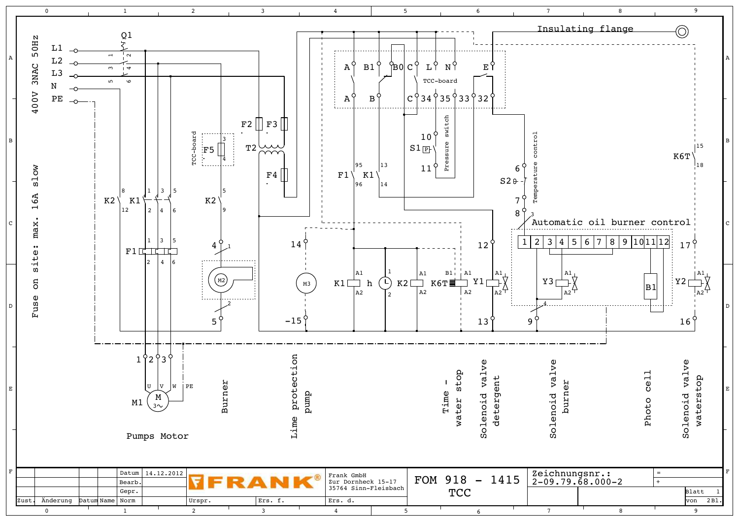400V 3NAC 50Hz

Fuse on site: max. 16A slow

L1
L2
L3
N
PE

Q1

Insulating flange

TCC-board

Pressure switch

Temperature control

Automatic oil burner control

Pumps Motor

Burner

Lime protection pump

Time - water stop

Solenoid valve detergent

Solenoid valve burner

Photo cell

Solenoid valve waterstop

| Zust. | Änderung | Datum | Name | | |
|---|---|---|---|---|---|
| | | | | Datum | 14.12.2012 |
| | | | | Bearb. | |
| | | | | Gepr. | |
| | | | | Norm | |

FRANK®

Urspr. | Ers. f. | Ers. d.

Frank GmbH
Zur Dornheck 15-17
35764 Sinn-Fleisbach

FOM 918 - 1415
TCC

Zeichnungsnr.:
2-09.79.68.000-2

Blatt 1
von 2Bl.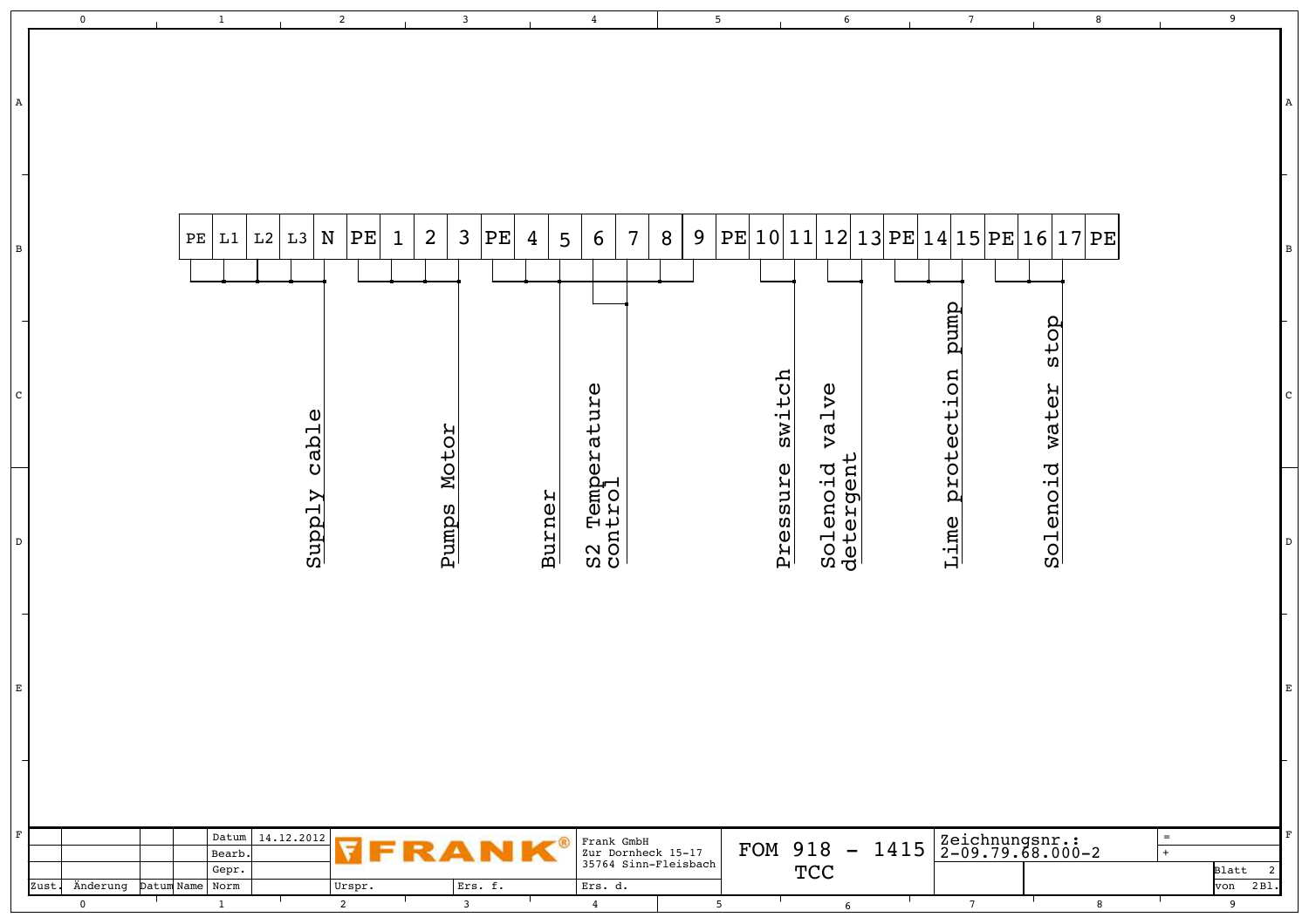| PE | L1 | L2 | L3 | N | PE | 1 | 2 | 3 | PE | 4 | 5 | 6 | 7 | 8 | 9 | PE | 10 | 11 | 12 | 13 | PE | 14 | 15 | PE | 16 | 17 | PE |
|---|---|---|---|---|---|---|---|---|---|---|---|---|---|---|---|---|---|---|---|---|---|---|---|---|---|---|---|

Supply cable

Pumps Motor

Burner

S2 Temperature control

Pressure switch

Solenoid valve detergent

Lime protection pump

Solenoid water stop

| | | | | | | | | | |
|---|---|---|---|---|---|---|---|---|---|
| | | | Datum | 14.12.2012 | FRANK® | Frank GmbH<br>Zur Dornheck 15-17<br>35764 Sinn-Fleisbach | FOM 918 - 1415<br>TCC | Zeichnungsnr.:<br>2-09.79.68.000-2 | = |
| | | | Bearb. | | | | | | + |
| | | | Gepr. | | | | | | Blatt 2 |
| Zust. | Änderung | Datum | Name | Norm | Urspr. | Ers. f. | Ers. d. | | von 2 Bl. |